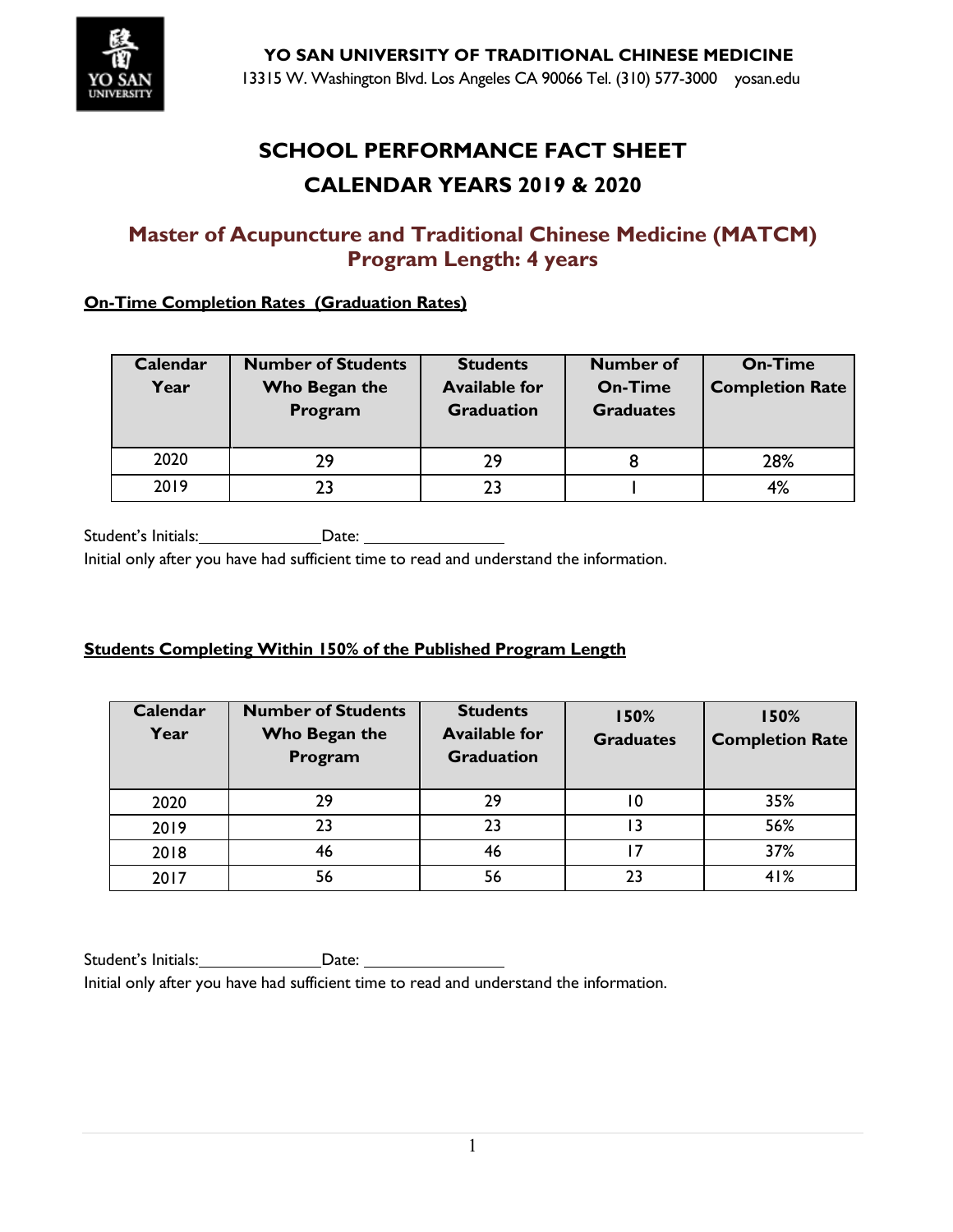**YO SAN UNIVERSITY OF TRADITIONAL CHINESE MEDICINE**

13315 W. Washington Blvd. Los Angeles CA 90066 Tel. (310) 577-3000 yosan.edu

# SCHOOL PERFORMANCE FACT SHEET

# CALENDAR YEARS 2019 & 2020

## Master of Acupuncture and Traditional Chinese Medicine (MATCM)
## Program Length: 4 years

**On-Time Completion Rates (Graduation Rates)**

| Calendar Year | Number of Students Who Began the Program | Students Available for Graduation | Number of On-Time Graduates | On-Time Completion Rate |
|---|---|---|---|---|
| 2020 | 29 | 29 | 8 | 28% |
| 2019 | 23 | 23 | 1 | 4% |

Student's Initials:______________ Date: ________________

Initial only after you have had sufficient time to read and understand the information.

**Students Completing Within 150% of the Published Program Length**

| Calendar Year | Number of Students Who Began the Program | Students Available for Graduation | 150% Graduates | 150% Completion Rate |
|---|---|---|---|---|
| 2020 | 29 | 29 | 10 | 35% |
| 2019 | 23 | 23 | 13 | 56% |
| 2018 | 46 | 46 | 17 | 37% |
| 2017 | 56 | 56 | 23 | 41% |

Student's Initials:______________ Date: ________________

Initial only after you have had sufficient time to read and understand the information.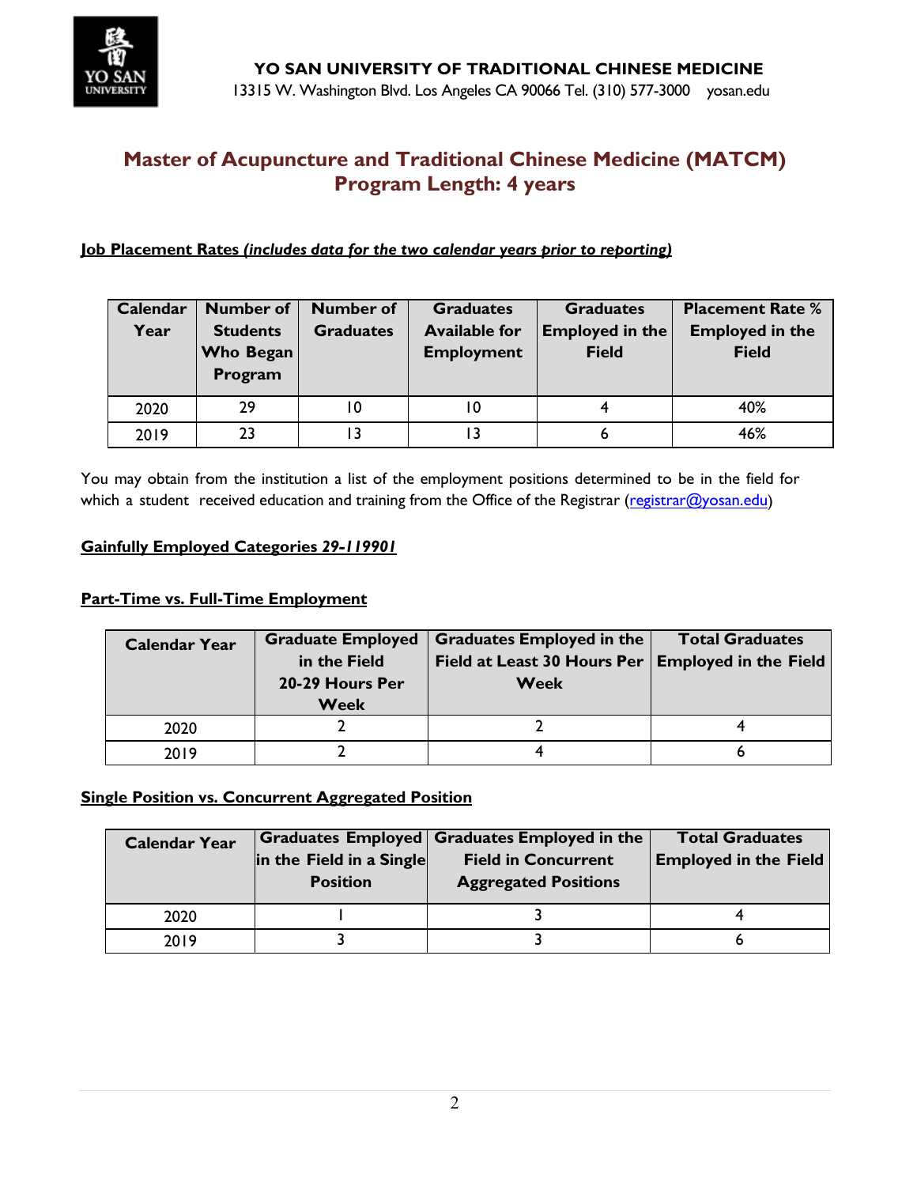**YO SAN UNIVERSITY OF TRADITIONAL CHINESE MEDICINE**
13315 W. Washington Blvd. Los Angeles CA 90066 Tel. (310) 577-3000 yosan.edu

## Master of Acupuncture and Traditional Chinese Medicine (MATCM)
## Program Length: 4 years

**Job Placement Rates *(includes data for the two calendar years prior to reporting)***

| Calendar Year | Number of Students Who Began Program | Number of Graduates | Graduates Available for Employment | Graduates Employed in the Field | Placement Rate % Employed in the Field |
|---|---|---|---|---|---|
| 2020 | 29 | 10 | 10 | 4 | 40% |
| 2019 | 23 | 13 | 13 | 6 | 46% |

You may obtain from the institution a list of the employment positions determined to be in the field for which a student received education and training from the Office of the Registrar (registrar@yosan.edu)

**Gainfully Employed Categories *29-119901***

**Part-Time vs. Full-Time Employment**

| Calendar Year | Graduate Employed in the Field 20-29 Hours Per Week | Graduates Employed in the Field at Least 30 Hours Per Week | Total Graduates Employed in the Field |
|---|---|---|---|
| 2020 | 2 | 2 | 4 |
| 2019 | 2 | 4 | 6 |

**Single Position vs. Concurrent Aggregated Position**

| Calendar Year | Graduates Employed in the Field in a Single Position | Graduates Employed in the Field in Concurrent Aggregated Positions | Total Graduates Employed in the Field |
|---|---|---|---|
| 2020 | 1 | 3 | 4 |
| 2019 | 3 | 3 | 6 |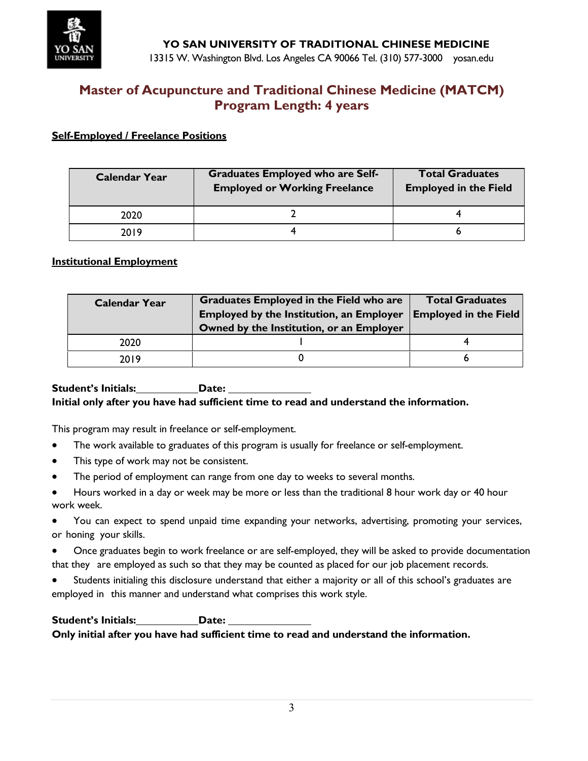**YO SAN UNIVERSITY OF TRADITIONAL CHINESE MEDICINE**

13315 W. Washington Blvd. Los Angeles CA 90066 Tel. (310) 577-3000 yosan.edu

## Master of Acupuncture and Traditional Chinese Medicine (MATCM)
## Program Length: 4 years

**Self-Employed / Freelance Positions**

| Calendar Year | Graduates Employed who are Self-Employed or Working Freelance | Total Graduates Employed in the Field |
|---|---|---|
| 2020 | 2 | 4 |
| 2019 | 4 | 6 |

**Institutional Employment**

| Calendar Year | Graduates Employed in the Field who are Employed by the Institution, an Employer Owned by the Institution, or an Employer | Total Graduates Employed in the Field |
|---|---|---|
| 2020 | 1 | 4 |
| 2019 | 0 | 6 |

**Student's Initials:**\_\_\_\_\_\_\_\_\_\_ **Date:** \_\_\_\_\_\_\_\_\_\_\_\_\_

**Initial only after you have had sufficient time to read and understand the information.**

This program may result in freelance or self-employment.

- The work available to graduates of this program is usually for freelance or self-employment.
- This type of work may not be consistent.
- The period of employment can range from one day to weeks to several months.
- Hours worked in a day or week may be more or less than the traditional 8 hour work day or 40 hour work week.
- You can expect to spend unpaid time expanding your networks, advertising, promoting your services, or honing your skills.
- Once graduates begin to work freelance or are self-employed, they will be asked to provide documentation that they are employed as such so that they may be counted as placed for our job placement records.
- Students initialing this disclosure understand that either a majority or all of this school's graduates are employed in this manner and understand what comprises this work style.

**Student's Initials:**\_\_\_\_\_\_\_\_\_\_ **Date:** \_\_\_\_\_\_\_\_\_\_\_\_\_

**Only initial after you have had sufficient time to read and understand the information.**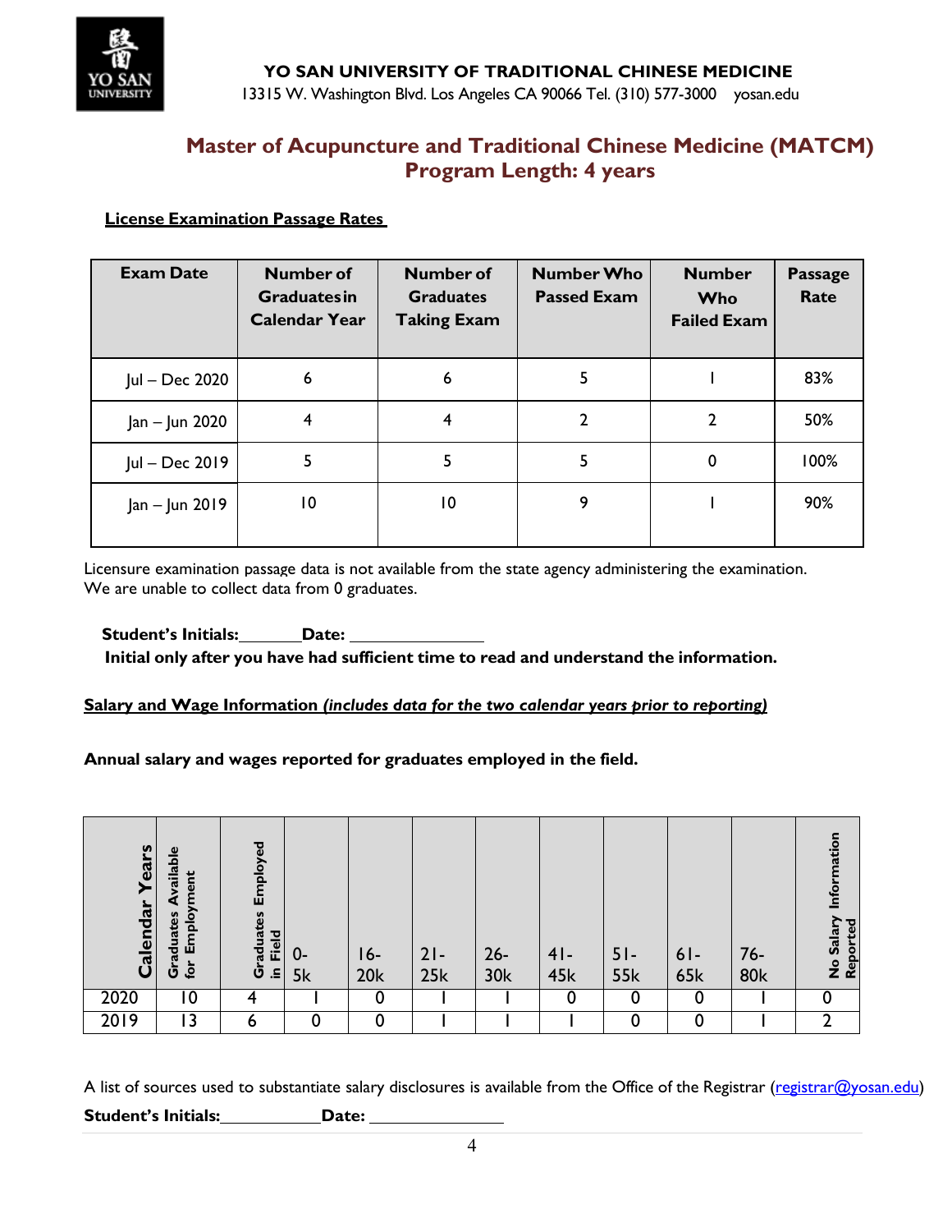**YO SAN UNIVERSITY OF TRADITIONAL CHINESE MEDICINE**

13315 W. Washington Blvd. Los Angeles CA 90066 Tel. (310) 577-3000 yosan.edu

# Master of Acupuncture and Traditional Chinese Medicine (MATCM)
# Program Length: 4 years

**License Examination Passage Rates**

| Exam Date | Number of Graduates in Calendar Year | Number of Graduates Taking Exam | Number Who Passed Exam | Number Who Failed Exam | Passage Rate |
|---|---|---|---|---|---|
| Jul – Dec 2020 | 6 | 6 | 5 | 1 | 83% |
| Jan – Jun 2020 | 4 | 4 | 2 | 2 | 50% |
| Jul – Dec 2019 | 5 | 5 | 5 | 0 | 100% |
| Jan – Jun 2019 | 10 | 10 | 9 | 1 | 90% |

Licensure examination passage data is not available from the state agency administering the examination.
We are unable to collect data from 0 graduates.

**Student's Initials:\_\_\_\_\_\_\_Date: \_\_\_\_\_\_\_\_\_\_\_\_\_\_\_**

**Initial only after you have had sufficient time to read and understand the information.**

**Salary and Wage Information *(includes data for the two calendar years prior to reporting)***

**Annual salary and wages reported for graduates employed in the field.**

| Calendar Years | Graduates Available for Employment | Graduates Employed in Field | 0-5k | 16-20k | 21-25k | 26-30k | 41-45k | 51-55k | 61-65k | 76-80k | No Salary Information Reported |
|---|---|---|---|---|---|---|---|---|---|---|---|
| 2020 | 10 | 4 | 1 | 0 | 1 | 1 | 0 | 0 | 0 | 1 | 0 |
| 2019 | 13 | 6 | 0 | 0 | 1 | 1 | 1 | 0 | 0 | 1 | 2 |

A list of sources used to substantiate salary disclosures is available from the Office of the Registrar (registrar@yosan.edu)

**Student's Initials:\_\_\_\_\_\_\_\_\_\_\_Date: \_\_\_\_\_\_\_\_\_\_\_\_\_\_\_**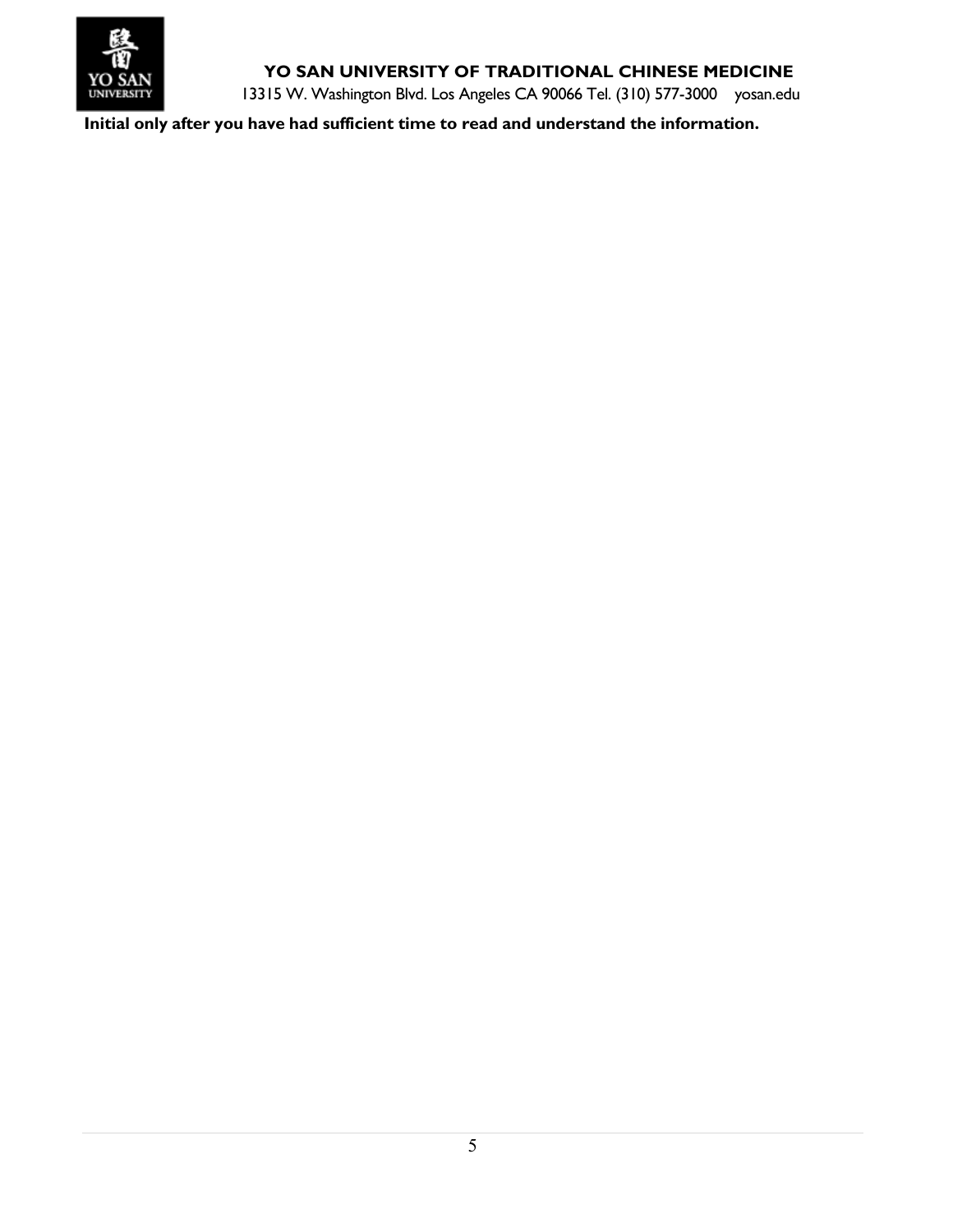**Initial only after you have had sufficient time to read and understand the information.**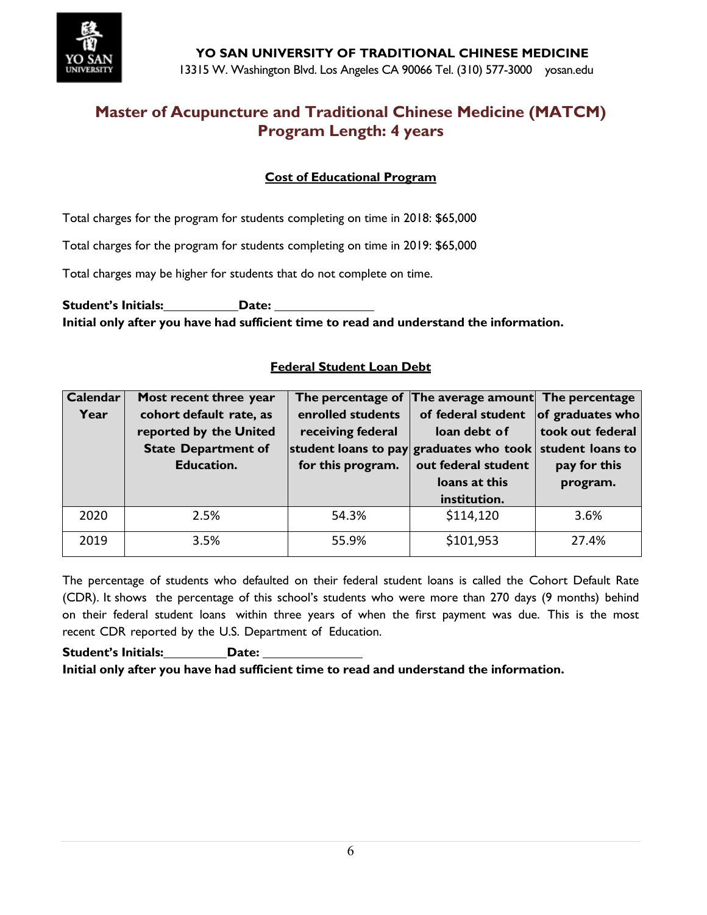**YO SAN UNIVERSITY OF TRADITIONAL CHINESE MEDICINE**

13315 W. Washington Blvd. Los Angeles CA 90066 Tel. (310) 577-3000 yosan.edu

## Master of Acupuncture and Traditional Chinese Medicine (MATCM)
## Program Length: 4 years

### Cost of Educational Program

Total charges for the program for students completing on time in 2018: $65,000

Total charges for the program for students completing on time in 2019: $65,000

Total charges may be higher for students that do not complete on time.

**Student's Initials:__________ Date: ______________**
**Initial only after you have had sufficient time to read and understand the information.**

### Federal Student Loan Debt

| Calendar Year | Most recent three year cohort default rate, as reported by the United State Department of Education. | The percentage of enrolled students receiving federal student loans to pay for this program. | The average amount of federal student loan debt of graduates who took out federal student loans at this institution. | The percentage of graduates who took out federal student loans to pay for this program. |
|---|---|---|---|---|
| 2020 | 2.5% | 54.3% | $114,120 | 3.6% |
| 2019 | 3.5% | 55.9% | $101,953 | 27.4% |

The percentage of students who defaulted on their federal student loans is called the Cohort Default Rate (CDR). It shows the percentage of this school's students who were more than 270 days (9 months) behind on their federal student loans within three years of when the first payment was due. This is the most recent CDR reported by the U.S. Department of Education.

**Student's Initials:_________ Date: ______________**
**Initial only after you have had sufficient time to read and understand the information.**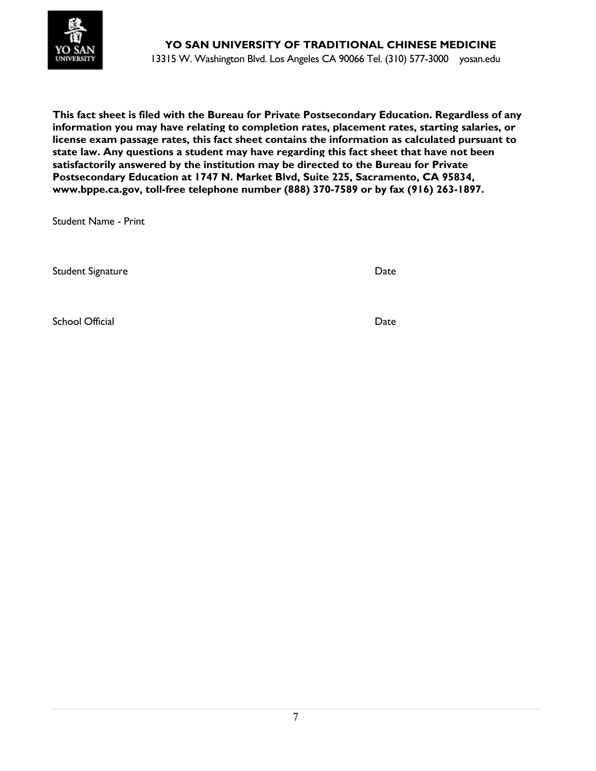**YO SAN UNIVERSITY OF TRADITIONAL CHINESE MEDICINE**

13315 W. Washington Blvd. Los Angeles CA 90066 Tel. (310) 577-3000 yosan.edu

**This fact sheet is filed with the Bureau for Private Postsecondary Education. Regardless of any information you may have relating to completion rates, placement rates, starting salaries, or license exam passage rates, this fact sheet contains the information as calculated pursuant to state law. Any questions a student may have regarding this fact sheet that have not been satisfactorily answered by the institution may be directed to the Bureau for Private Postsecondary Education at 1747 N. Market Blvd, Suite 225, Sacramento, CA 95834, www.bppe.ca.gov, toll-free telephone number (888) 370-7589 or by fax (916) 263-1897.**

Student Name - Print

Student Signature Date

School Official Date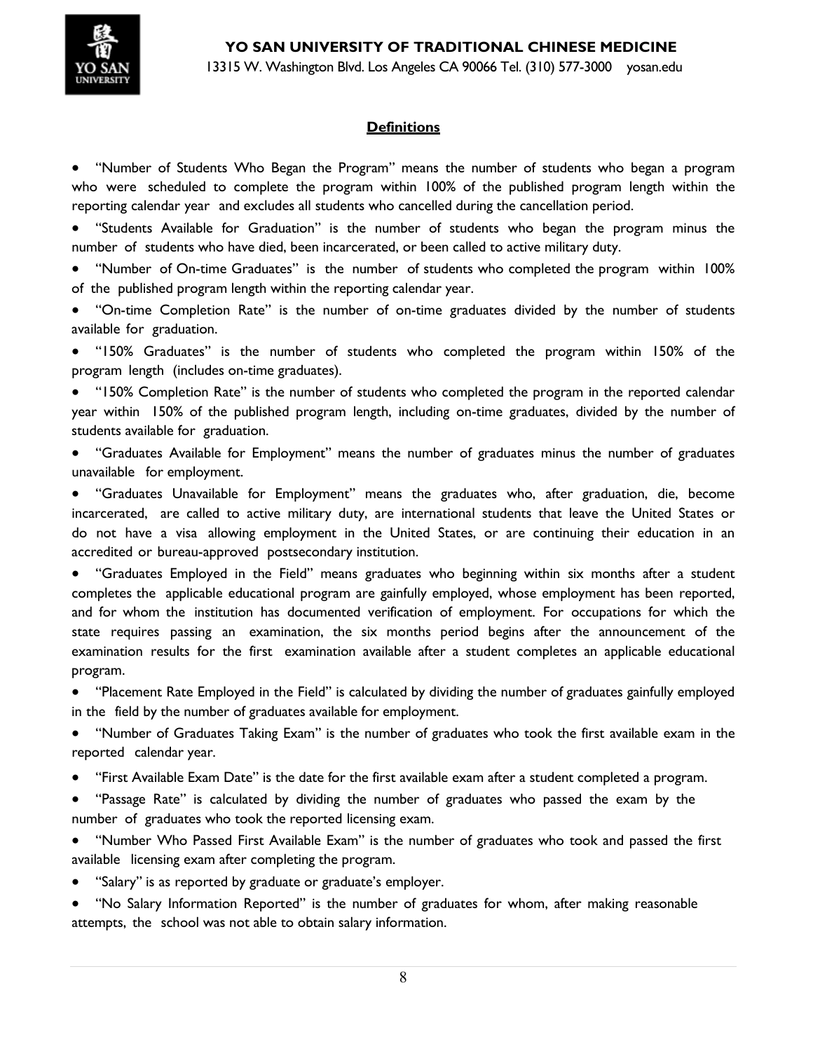## Definitions

- "Number of Students Who Began the Program" means the number of students who began a program who were scheduled to complete the program within 100% of the published program length within the reporting calendar year and excludes all students who cancelled during the cancellation period.
- "Students Available for Graduation" is the number of students who began the program minus the number of students who have died, been incarcerated, or been called to active military duty.
- "Number of On-time Graduates" is the number of students who completed the program within 100% of the published program length within the reporting calendar year.
- "On-time Completion Rate" is the number of on-time graduates divided by the number of students available for graduation.
- "150% Graduates" is the number of students who completed the program within 150% of the program length (includes on-time graduates).
- "150% Completion Rate" is the number of students who completed the program in the reported calendar year within 150% of the published program length, including on-time graduates, divided by the number of students available for graduation.
- "Graduates Available for Employment" means the number of graduates minus the number of graduates unavailable for employment.
- "Graduates Unavailable for Employment" means the graduates who, after graduation, die, become incarcerated, are called to active military duty, are international students that leave the United States or do not have a visa allowing employment in the United States, or are continuing their education in an accredited or bureau-approved postsecondary institution.
- "Graduates Employed in the Field" means graduates who beginning within six months after a student completes the applicable educational program are gainfully employed, whose employment has been reported, and for whom the institution has documented verification of employment. For occupations for which the state requires passing an examination, the six months period begins after the announcement of the examination results for the first examination available after a student completes an applicable educational program.
- "Placement Rate Employed in the Field" is calculated by dividing the number of graduates gainfully employed in the field by the number of graduates available for employment.
- "Number of Graduates Taking Exam" is the number of graduates who took the first available exam in the reported calendar year.
- "First Available Exam Date" is the date for the first available exam after a student completed a program.
- "Passage Rate" is calculated by dividing the number of graduates who passed the exam by the number of graduates who took the reported licensing exam.
- "Number Who Passed First Available Exam" is the number of graduates who took and passed the first available licensing exam after completing the program.
- "Salary" is as reported by graduate or graduate's employer.
- "No Salary Information Reported" is the number of graduates for whom, after making reasonable attempts, the school was not able to obtain salary information.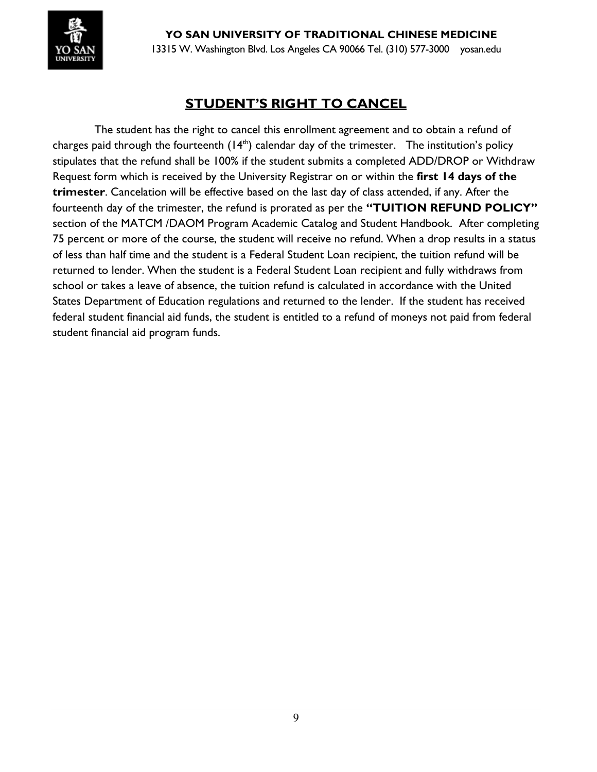# STUDENT'S RIGHT TO CANCEL

The student has the right to cancel this enrollment agreement and to obtain a refund of charges paid through the fourteenth (14th) calendar day of the trimester. The institution's policy stipulates that the refund shall be 100% if the student submits a completed ADD/DROP or Withdraw Request form which is received by the University Registrar on or within the **first 14 days of the trimester**. Cancelation will be effective based on the last day of class attended, if any. After the fourteenth day of the trimester, the refund is prorated as per the **"TUITION REFUND POLICY"** section of the MATCM /DAOM Program Academic Catalog and Student Handbook. After completing 75 percent or more of the course, the student will receive no refund. When a drop results in a status of less than half time and the student is a Federal Student Loan recipient, the tuition refund will be returned to lender. When the student is a Federal Student Loan recipient and fully withdraws from school or takes a leave of absence, the tuition refund is calculated in accordance with the United States Department of Education regulations and returned to the lender. If the student has received federal student financial aid funds, the student is entitled to a refund of moneys not paid from federal student financial aid program funds.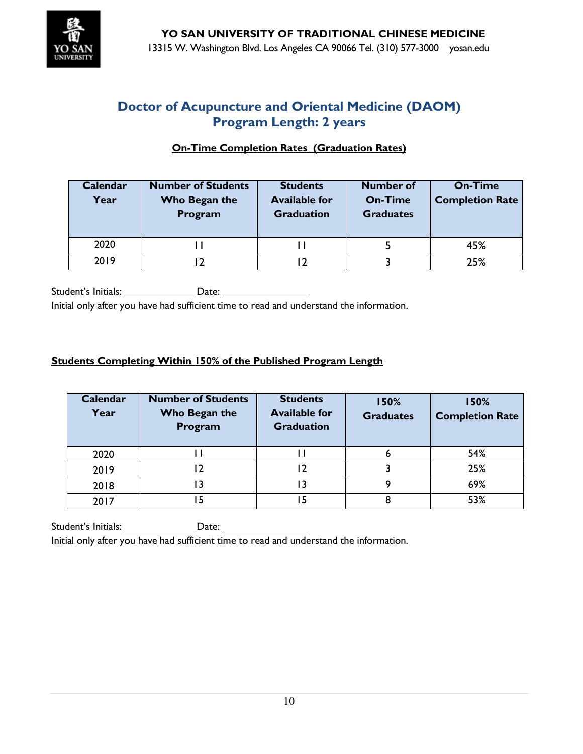**YO SAN UNIVERSITY OF TRADITIONAL CHINESE MEDICINE**

13315 W. Washington Blvd. Los Angeles CA 90066 Tel. (310) 577-3000 yosan.edu

## Doctor of Acupuncture and Oriental Medicine (DAOM)
## Program Length: 2 years

### On-Time Completion Rates (Graduation Rates)

| Calendar Year | Number of Students Who Began the Program | Students Available for Graduation | Number of On-Time Graduates | On-Time Completion Rate |
|---|---|---|---|---|
| 2020 | 11 | 11 | 5 | 45% |
| 2019 | 12 | 12 | 3 | 25% |

Student's Initials:\_\_\_\_\_\_\_\_\_\_\_\_\_\_Date: \_\_\_\_\_\_\_\_\_\_\_\_\_\_\_\_

Initial only after you have had sufficient time to read and understand the information.

### Students Completing Within 150% of the Published Program Length

| Calendar Year | Number of Students Who Began the Program | Students Available for Graduation | 150% Graduates | 150% Completion Rate |
|---|---|---|---|---|
| 2020 | 11 | 11 | 6 | 54% |
| 2019 | 12 | 12 | 3 | 25% |
| 2018 | 13 | 13 | 9 | 69% |
| 2017 | 15 | 15 | 8 | 53% |

Student's Initials:\_\_\_\_\_\_\_\_\_\_\_\_\_\_Date: \_\_\_\_\_\_\_\_\_\_\_\_\_\_\_\_

Initial only after you have had sufficient time to read and understand the information.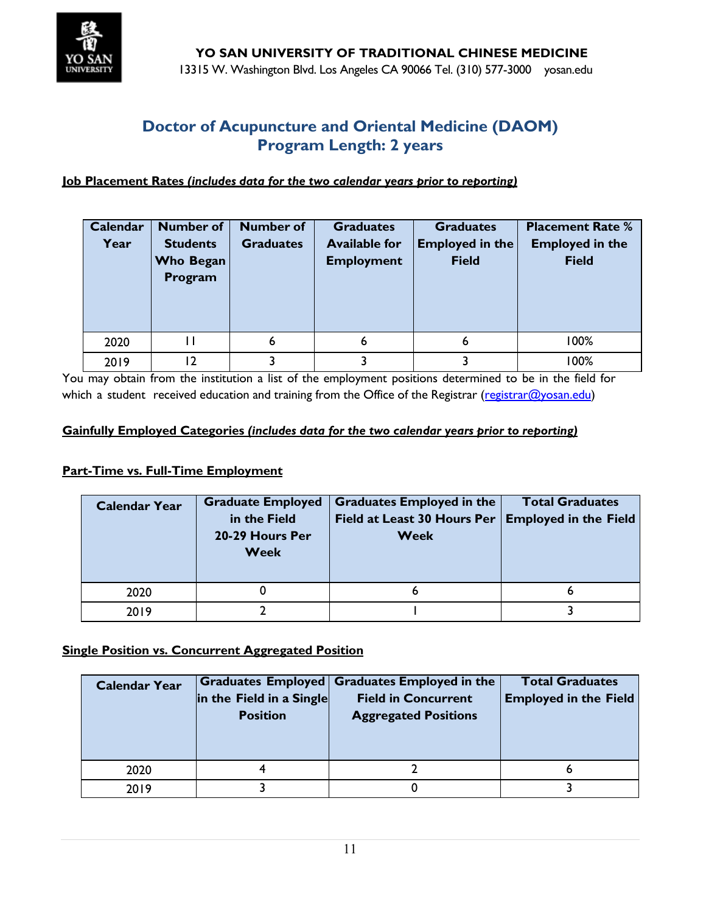**YO SAN UNIVERSITY OF TRADITIONAL CHINESE MEDICINE**

13315 W. Washington Blvd. Los Angeles CA 90066 Tel. (310) 577-3000 yosan.edu

## Doctor of Acupuncture and Oriental Medicine (DAOM)
## Program Length: 2 years

**Job Placement Rates *(includes data for the two calendar years prior to reporting)***

| Calendar Year | Number of Students Who Began Program | Number of Graduates | Graduates Available for Employment | Graduates Employed in the Field | Placement Rate % Employed in the Field |
|---|---|---|---|---|---|
| 2020 | 11 | 6 | 6 | 6 | 100% |
| 2019 | 12 | 3 | 3 | 3 | 100% |

You may obtain from the institution a list of the employment positions determined to be in the field for which a student received education and training from the Office of the Registrar (registrar@yosan.edu)

**Gainfully Employed Categories *(includes data for the two calendar years prior to reporting)***

**Part-Time vs. Full-Time Employment**

| Calendar Year | Graduate Employed in the Field 20-29 Hours Per Week | Graduates Employed in the Field at Least 30 Hours Per Week | Total Graduates Employed in the Field |
|---|---|---|---|
| 2020 | 0 | 6 | 6 |
| 2019 | 2 | 1 | 3 |

**Single Position vs. Concurrent Aggregated Position**

| Calendar Year | Graduates Employed in the Field in a Single Position | Graduates Employed in the Field in Concurrent Aggregated Positions | Total Graduates Employed in the Field |
|---|---|---|---|
| 2020 | 4 | 2 | 6 |
| 2019 | 3 | 0 | 3 |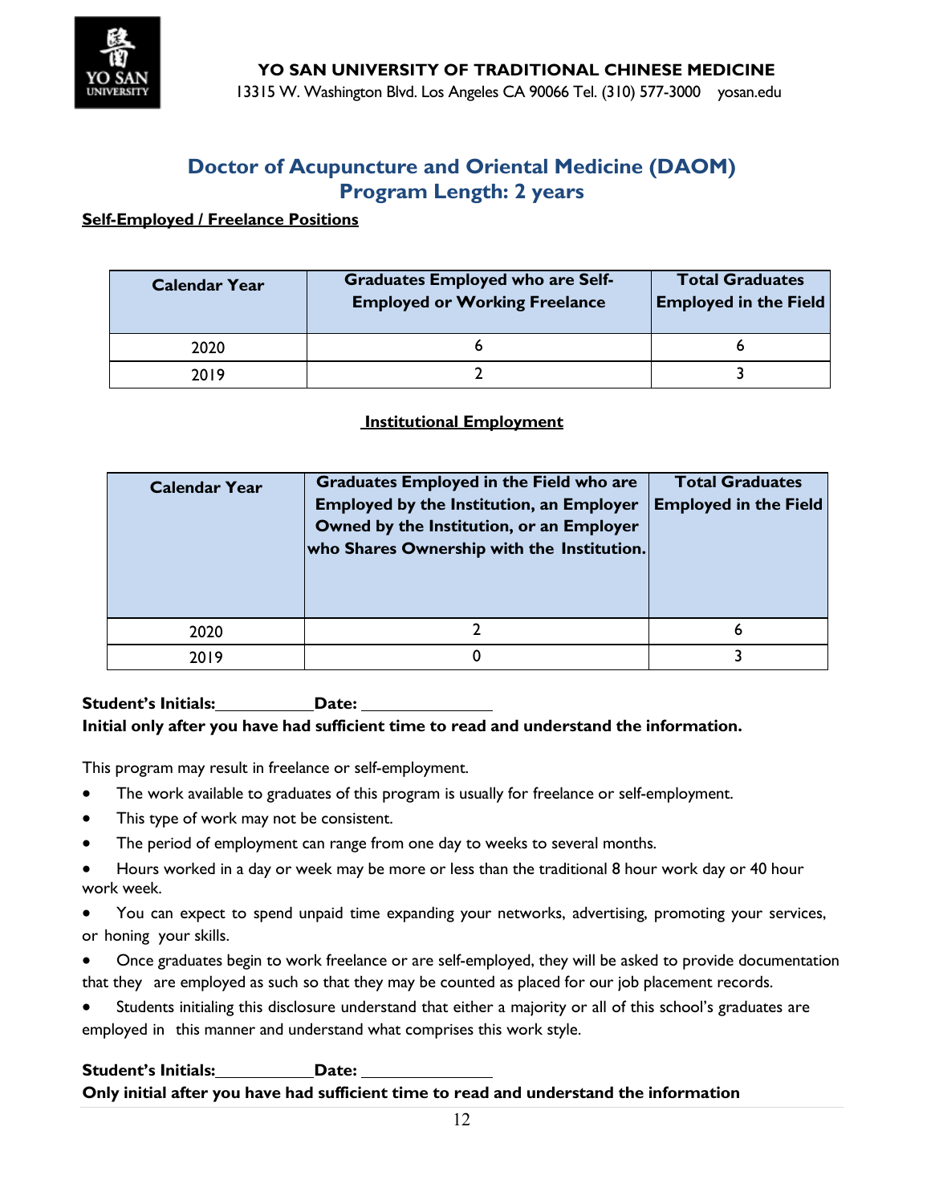**YO SAN UNIVERSITY OF TRADITIONAL CHINESE MEDICINE**

13315 W. Washington Blvd. Los Angeles CA 90066 Tel. (310) 577-3000 yosan.edu

## Doctor of Acupuncture and Oriental Medicine (DAOM)
## Program Length: 2 years

**Self-Employed / Freelance Positions**

| Calendar Year | Graduates Employed who are Self-Employed or Working Freelance | Total Graduates Employed in the Field |
|---|---|---|
| 2020 | 6 | 6 |
| 2019 | 2 | 3 |

**Institutional Employment**

| Calendar Year | Graduates Employed in the Field who are Employed by the Institution, an Employer Owned by the Institution, or an Employer who Shares Ownership with the Institution. | Total Graduates Employed in the Field |
|---|---|---|
| 2020 | 2 | 6 |
| 2019 | 0 | 3 |

**Student's Initials:**\_\_\_\_\_\_\_\_\_\_ **Date:** \_\_\_\_\_\_\_\_\_\_\_\_

**Initial only after you have had sufficient time to read and understand the information.**

This program may result in freelance or self-employment.

- The work available to graduates of this program is usually for freelance or self-employment.
- This type of work may not be consistent.
- The period of employment can range from one day to weeks to several months.
- Hours worked in a day or week may be more or less than the traditional 8 hour work day or 40 hour work week.
- You can expect to spend unpaid time expanding your networks, advertising, promoting your services, or honing your skills.
- Once graduates begin to work freelance or are self-employed, they will be asked to provide documentation that they are employed as such so that they may be counted as placed for our job placement records.
- Students initialing this disclosure understand that either a majority or all of this school's graduates are employed in this manner and understand what comprises this work style.

**Student's Initials:**\_\_\_\_\_\_\_\_\_\_ **Date:** \_\_\_\_\_\_\_\_\_\_\_\_

**Only initial after you have had sufficient time to read and understand the information**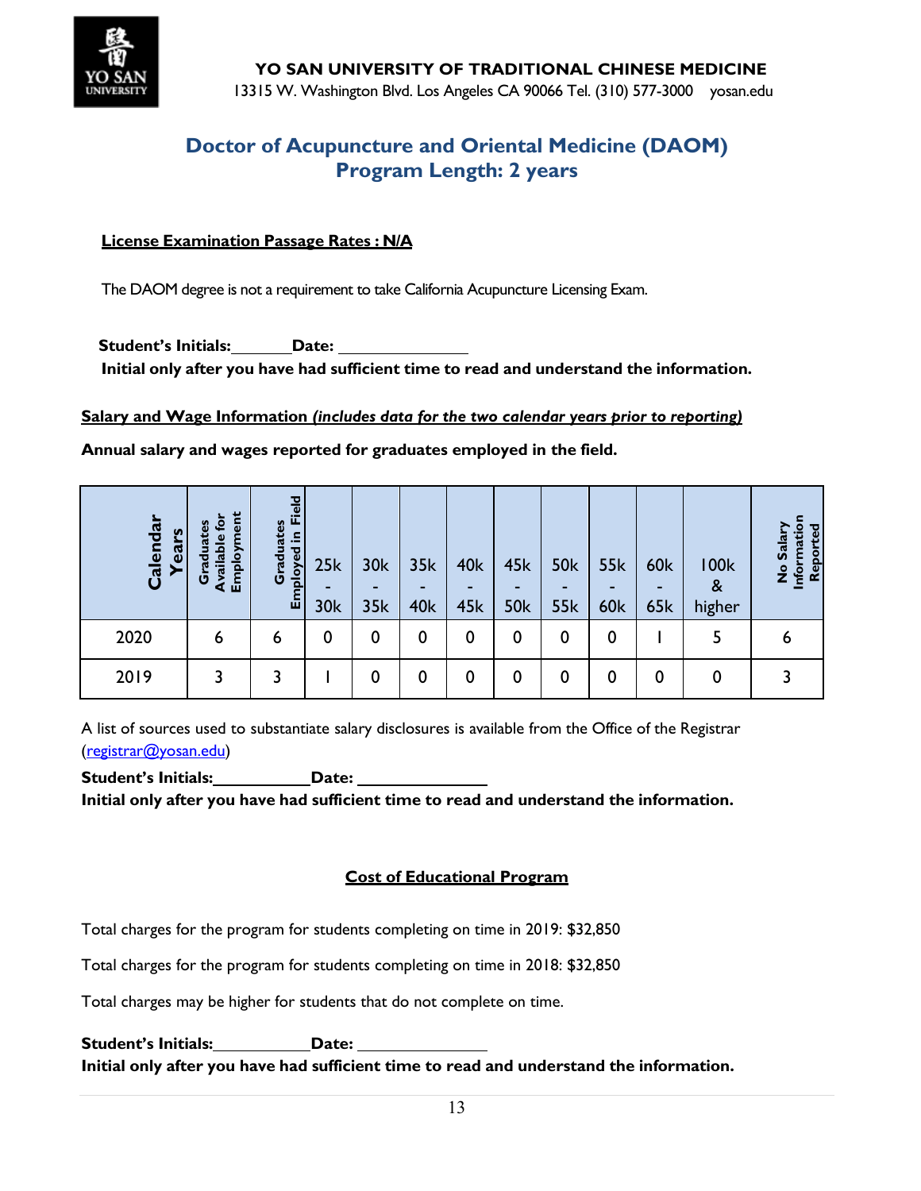**YO SAN UNIVERSITY OF TRADITIONAL CHINESE MEDICINE**

13315 W. Washington Blvd. Los Angeles CA 90066 Tel. (310) 577-3000 yosan.edu

# Doctor of Acupuncture and Oriental Medicine (DAOM)
# Program Length: 2 years

**License Examination Passage Rates : N/A**

The DAOM degree is not a requirement to take California Acupuncture Licensing Exam.

**Student's Initials:_______Date: ______________**

**Initial only after you have had sufficient time to read and understand the information.**

**Salary and Wage Information *(includes data for the two calendar years prior to reporting)***

**Annual salary and wages reported for graduates employed in the field.**

| Calendar Years | Graduates Available for Employment | Graduates Employed in Field | 25k - 30k | 30k - 35k | 35k - 40k | 40k - 45k | 45k - 50k | 50k - 55k | 55k - 60k | 60k - 65k | 100k & higher | No Salary Information Reported |
|---|---|---|---|---|---|---|---|---|---|---|---|---|
| 2020 | 6 | 6 | 0 | 0 | 0 | 0 | 0 | 0 | 0 | 1 | 5 | 6 |
| 2019 | 3 | 3 | 1 | 0 | 0 | 0 | 0 | 0 | 0 | 0 | 0 | 3 |

A list of sources used to substantiate salary disclosures is available from the Office of the Registrar (registrar@yosan.edu)

**Student's Initials:__________Date: ______________**

**Initial only after you have had sufficient time to read and understand the information.**

## Cost of Educational Program

Total charges for the program for students completing on time in 2019: $32,850

Total charges for the program for students completing on time in 2018: $32,850

Total charges may be higher for students that do not complete on time.

**Student's Initials:__________Date: ______________**

**Initial only after you have had sufficient time to read and understand the information.**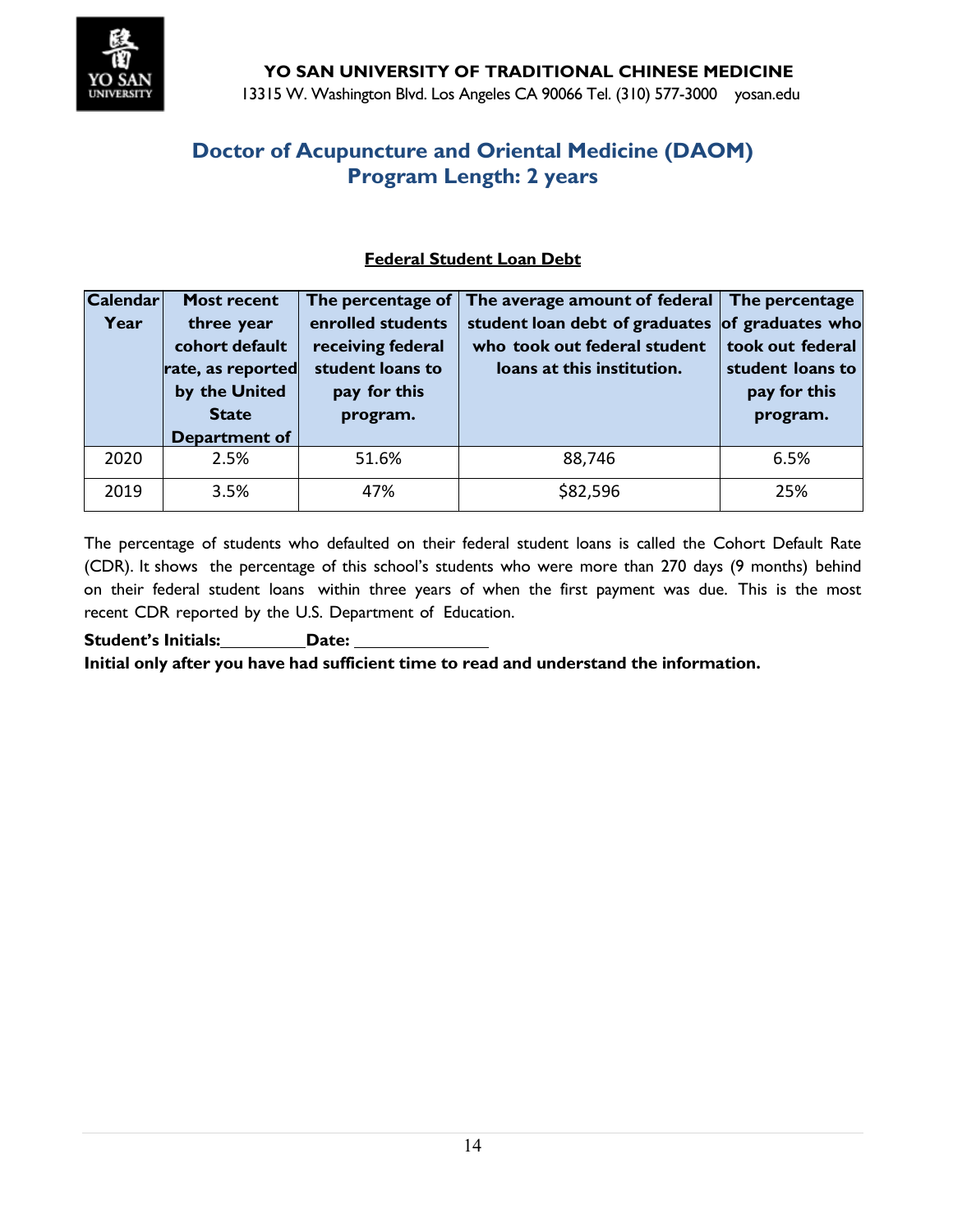**YO SAN UNIVERSITY OF TRADITIONAL CHINESE MEDICINE**

13315 W. Washington Blvd. Los Angeles CA 90066 Tel. (310) 577-3000 yosan.edu

## Doctor of Acupuncture and Oriental Medicine (DAOM)
## Program Length: 2 years

**Federal Student Loan Debt**

| Calendar Year | Most recent three year cohort default rate, as reported by the United State Department of | The percentage of enrolled students receiving federal student loans to pay for this program. | The average amount of federal student loan debt of graduates who took out federal student loans at this institution. | The percentage of graduates who took out federal student loans to pay for this program. |
|---|---|---|---|---|
| 2020 | 2.5% | 51.6% | 88,746 | 6.5% |
| 2019 | 3.5% | 47% | $82,596 | 25% |

The percentage of students who defaulted on their federal student loans is called the Cohort Default Rate (CDR). It shows the percentage of this school's students who were more than 270 days (9 months) behind on their federal student loans within three years of when the first payment was due. This is the most recent CDR reported by the U.S. Department of Education.

**Student's Initials:**\_\_\_\_\_\_\_\_\_\_ **Date:** \_\_\_\_\_\_\_\_\_\_\_\_\_\_\_

**Initial only after you have had sufficient time to read and understand the information.**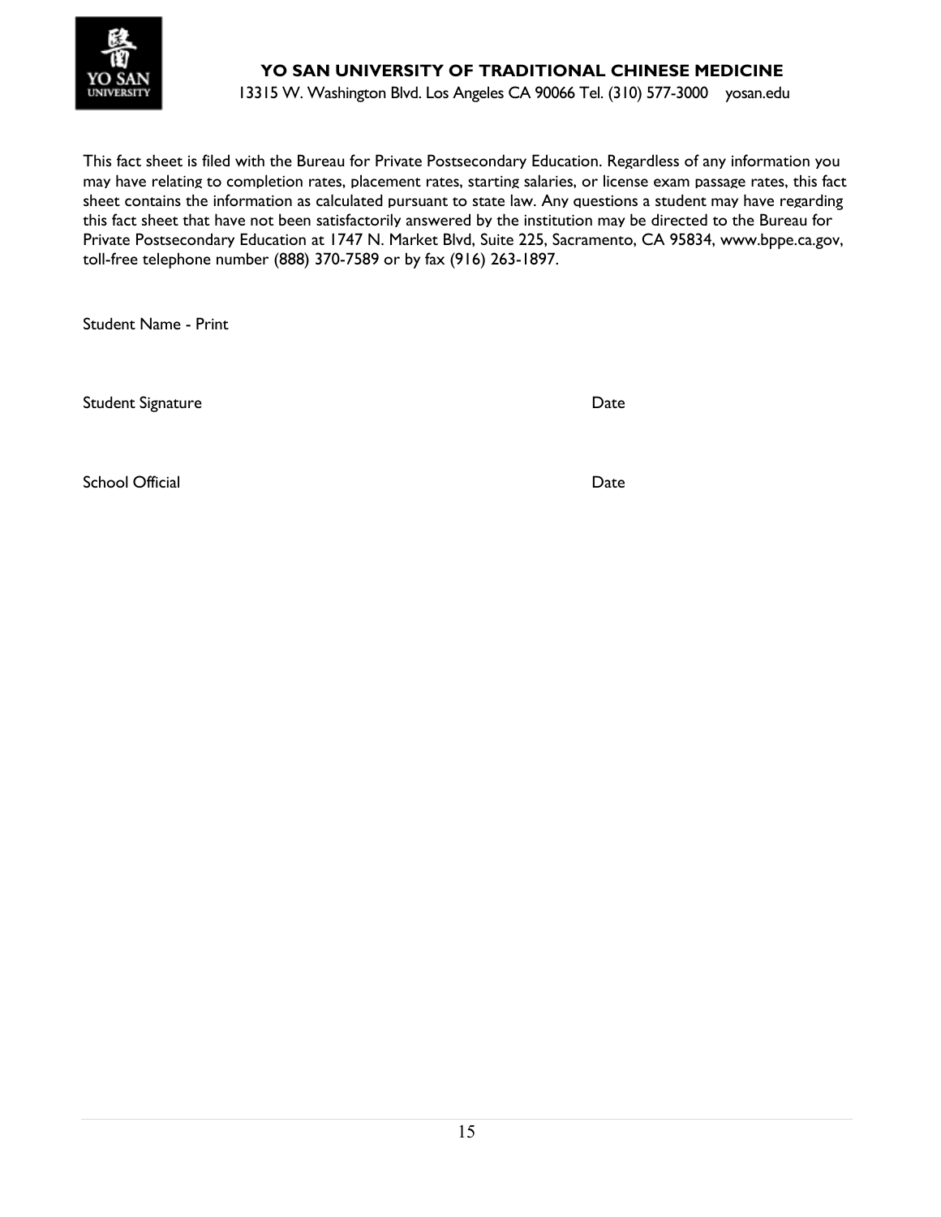**YO SAN UNIVERSITY OF TRADITIONAL CHINESE MEDICINE**

13315 W. Washington Blvd. Los Angeles CA 90066 Tel. (310) 577-3000 yosan.edu

This fact sheet is filed with the Bureau for Private Postsecondary Education. Regardless of any information you may have relating to completion rates, placement rates, starting salaries, or license exam passage rates, this fact sheet contains the information as calculated pursuant to state law. Any questions a student may have regarding this fact sheet that have not been satisfactorily answered by the institution may be directed to the Bureau for Private Postsecondary Education at 1747 N. Market Blvd, Suite 225, Sacramento, CA 95834, www.bppe.ca.gov, toll-free telephone number (888) 370-7589 or by fax (916) 263-1897.

Student Name - Print

Student Signature Date

School Official Date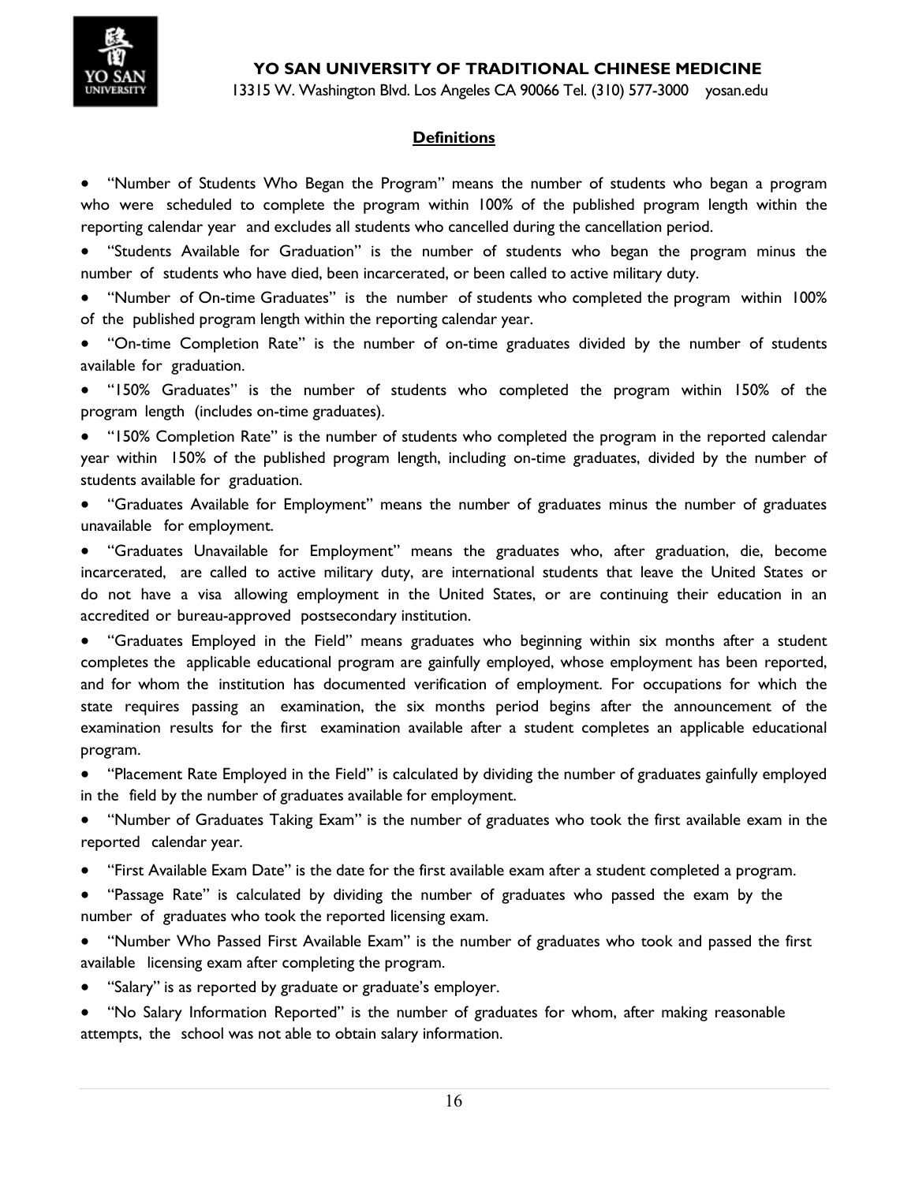## Definitions

- "Number of Students Who Began the Program" means the number of students who began a program who were scheduled to complete the program within 100% of the published program length within the reporting calendar year and excludes all students who cancelled during the cancellation period.
- "Students Available for Graduation" is the number of students who began the program minus the number of students who have died, been incarcerated, or been called to active military duty.
- "Number of On-time Graduates" is the number of students who completed the program within 100% of the published program length within the reporting calendar year.
- "On-time Completion Rate" is the number of on-time graduates divided by the number of students available for graduation.
- "150% Graduates" is the number of students who completed the program within 150% of the program length (includes on-time graduates).
- "150% Completion Rate" is the number of students who completed the program in the reported calendar year within 150% of the published program length, including on-time graduates, divided by the number of students available for graduation.
- "Graduates Available for Employment" means the number of graduates minus the number of graduates unavailable for employment.
- "Graduates Unavailable for Employment" means the graduates who, after graduation, die, become incarcerated, are called to active military duty, are international students that leave the United States or do not have a visa allowing employment in the United States, or are continuing their education in an accredited or bureau-approved postsecondary institution.
- "Graduates Employed in the Field" means graduates who beginning within six months after a student completes the applicable educational program are gainfully employed, whose employment has been reported, and for whom the institution has documented verification of employment. For occupations for which the state requires passing an examination, the six months period begins after the announcement of the examination results for the first examination available after a student completes an applicable educational program.
- "Placement Rate Employed in the Field" is calculated by dividing the number of graduates gainfully employed in the field by the number of graduates available for employment.
- "Number of Graduates Taking Exam" is the number of graduates who took the first available exam in the reported calendar year.
- "First Available Exam Date" is the date for the first available exam after a student completed a program.
- "Passage Rate" is calculated by dividing the number of graduates who passed the exam by the number of graduates who took the reported licensing exam.
- "Number Who Passed First Available Exam" is the number of graduates who took and passed the first available licensing exam after completing the program.
- "Salary" is as reported by graduate or graduate's employer.
- "No Salary Information Reported" is the number of graduates for whom, after making reasonable attempts, the school was not able to obtain salary information.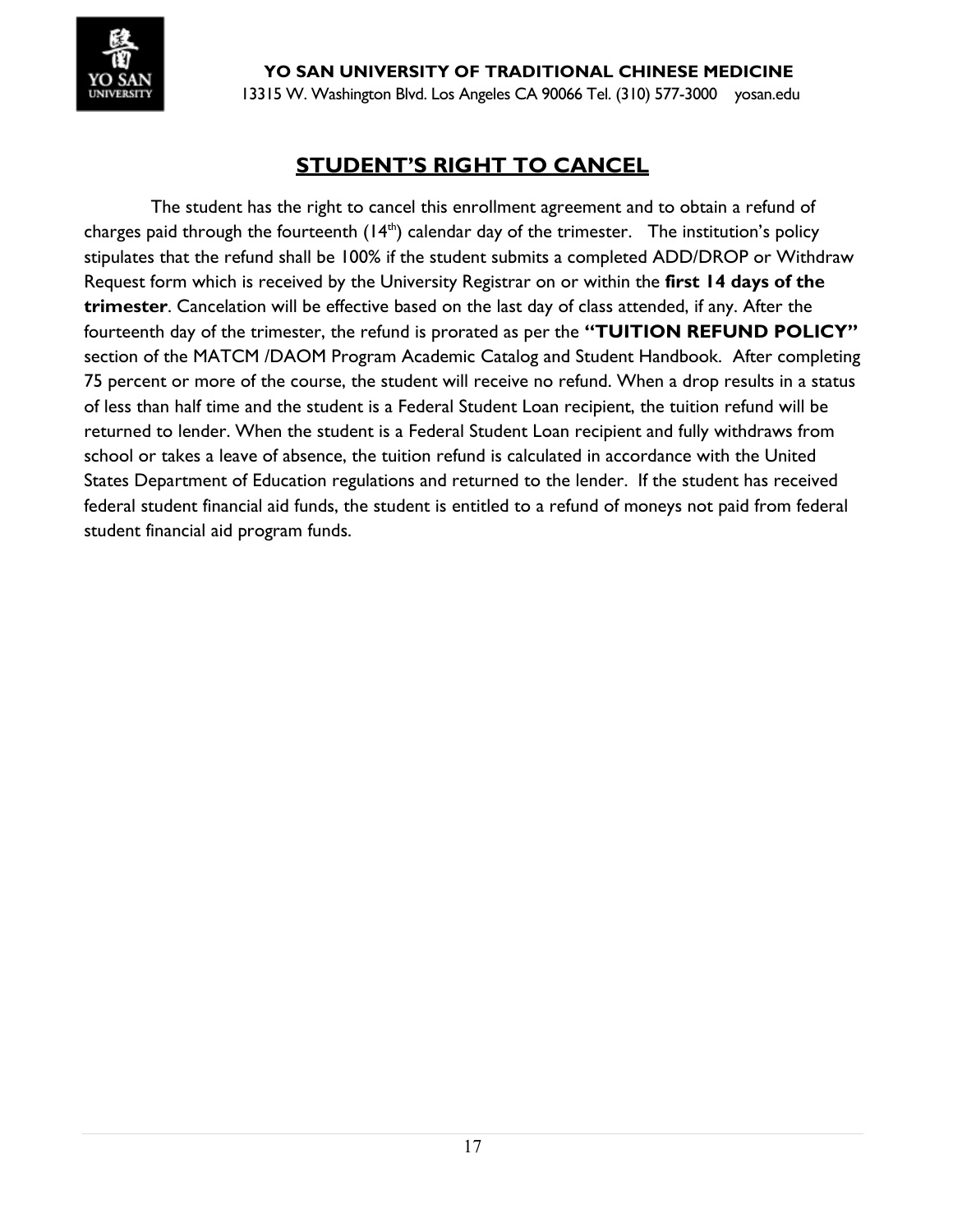## STUDENT'S RIGHT TO CANCEL

The student has the right to cancel this enrollment agreement and to obtain a refund of charges paid through the fourteenth (14th) calendar day of the trimester. The institution's policy stipulates that the refund shall be 100% if the student submits a completed ADD/DROP or Withdraw Request form which is received by the University Registrar on or within the **first 14 days of the trimester**. Cancelation will be effective based on the last day of class attended, if any. After the fourteenth day of the trimester, the refund is prorated as per the **"TUITION REFUND POLICY"** section of the MATCM /DAOM Program Academic Catalog and Student Handbook. After completing 75 percent or more of the course, the student will receive no refund. When a drop results in a status of less than half time and the student is a Federal Student Loan recipient, the tuition refund will be returned to lender. When the student is a Federal Student Loan recipient and fully withdraws from school or takes a leave of absence, the tuition refund is calculated in accordance with the United States Department of Education regulations and returned to the lender. If the student has received federal student financial aid funds, the student is entitled to a refund of moneys not paid from federal student financial aid program funds.